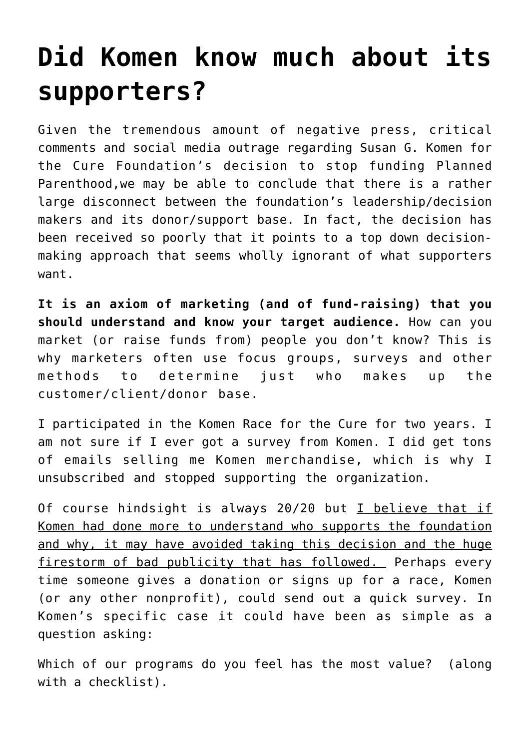# Did Komen know much about its supporters?

Given the tremendous amount of negative press, critical comments and social media outrage regarding Susan G. Komen for the Cure Foundation's decision to stop funding Planned Parenthood,we may be able to conclude that there is a rather large disconnect between the foundation's leadership/decision makers and its donor/support base. In fact, the decision has been received so poorly that it points to a top down decision-making approach that seems wholly ignorant of what supporters want.

**It is an axiom of marketing (and of fund-raising) that you should understand and know your target audience.** How can you market (or raise funds from) people you don't know? This is why marketers often use focus groups, surveys and other methods to determine just who makes up the customer/client/donor base.

I participated in the Komen Race for the Cure for two years. I am not sure if I ever got a survey from Komen. I did get tons of emails selling me Komen merchandise, which is why I unsubscribed and stopped supporting the organization.

Of course hindsight is always 20/20 but <u>I believe that if Komen had done more to understand who supports the foundation and why, it may have avoided taking this decision and the huge firestorm of bad publicity that has followed.</u> Perhaps every time someone gives a donation or signs up for a race, Komen (or any other nonprofit), could send out a quick survey. In Komen's specific case it could have been as simple as a question asking:

Which of our programs do you feel has the most value? (along with a checklist).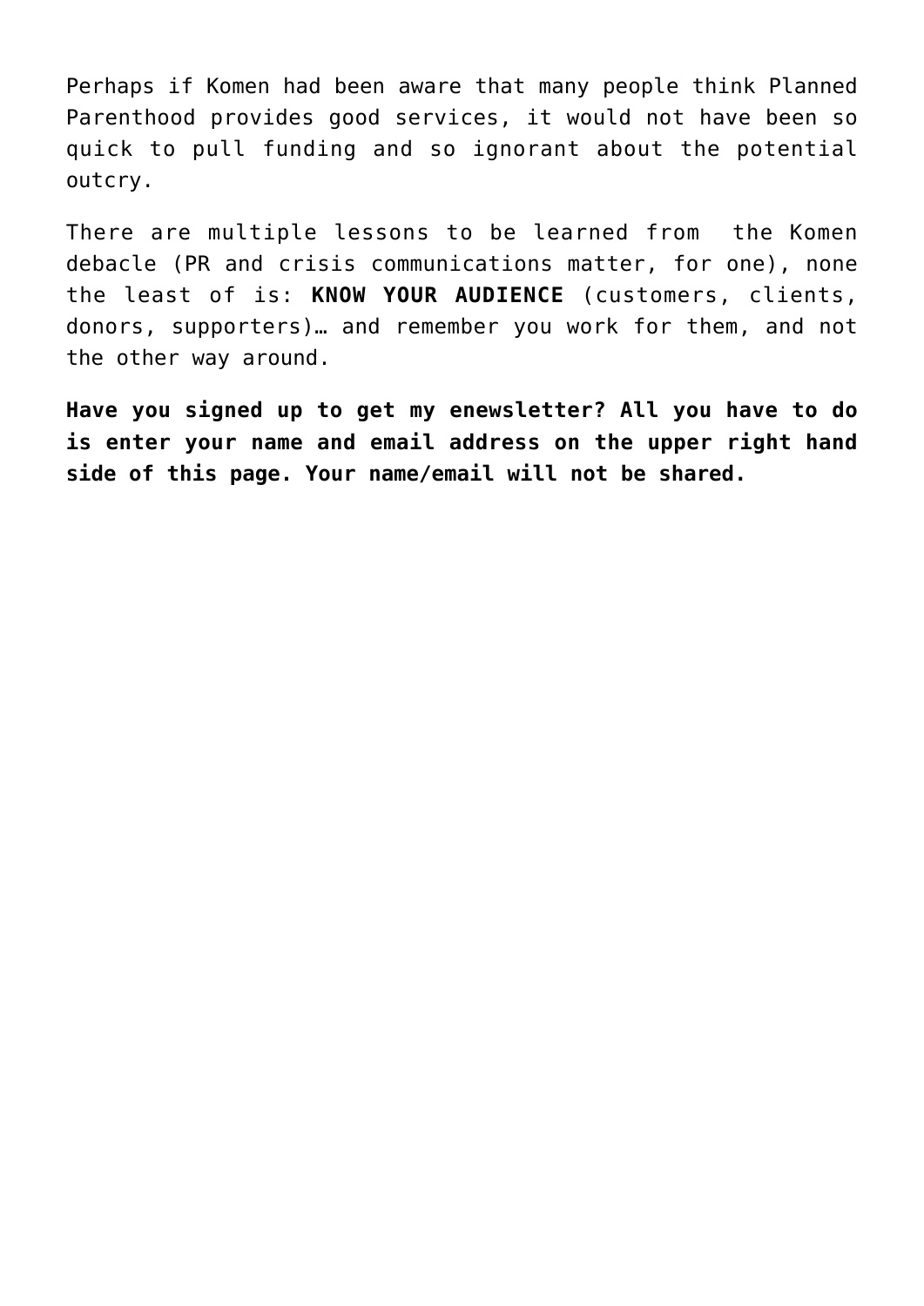Perhaps if Komen had been aware that many people think Planned Parenthood provides good services, it would not have been so quick to pull funding and so ignorant about the potential outcry.

There are multiple lessons to be learned from  the Komen debacle (PR and crisis communications matter, for one), none the least of is: **KNOW YOUR AUDIENCE** (customers, clients, donors, supporters)… and remember you work for them, and not the other way around.

**Have you signed up to get my enewsletter? All you have to do is enter your name and email address on the upper right hand side of this page. Your name/email will not be shared.**